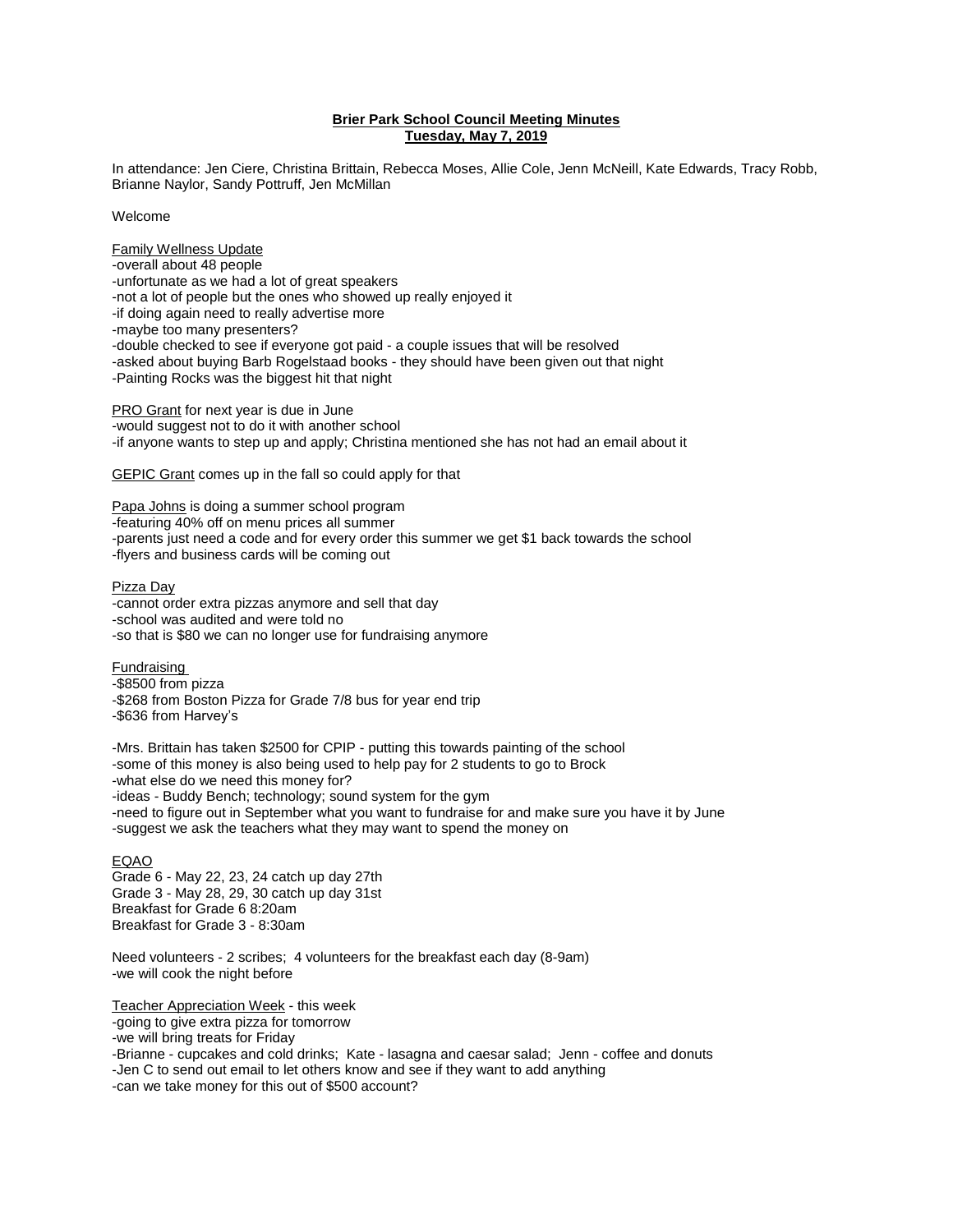**Brier Park School Council Meeting Minutes**
**Tuesday, May 7, 2019**

In attendance: Jen Ciere, Christina Brittain, Rebecca Moses, Allie Cole, Jenn McNeill, Kate Edwards, Tracy Robb, Brianne Naylor, Sandy Pottruff, Jen McMillan

Welcome

Family Wellness Update
-overall about 48 people
-unfortunate as we had a lot of great speakers
-not a lot of people but the ones who showed up really enjoyed it
-if doing again need to really advertise more
-maybe too many presenters?
-double checked to see if everyone got paid - a couple issues that will be resolved
-asked about buying Barb Rogelstaad books - they should have been given out that night
-Painting Rocks was the biggest hit that night

PRO Grant for next year is due in June
-would suggest not to do it with another school
-if anyone wants to step up and apply; Christina mentioned she has not had an email about it

GEPIC Grant comes up in the fall so could apply for that

Papa Johns is doing a summer school program
-featuring 40% off on menu prices all summer
-parents just need a code and for every order this summer we get $1 back towards the school
-flyers and business cards will be coming out

Pizza Day
-cannot order extra pizzas anymore and sell that day
-school was audited and were told no
-so that is $80 we can no longer use for fundraising anymore

Fundraising
-$8500 from pizza
-$268 from Boston Pizza for Grade 7/8 bus for year end trip
-$636 from Harvey's

-Mrs. Brittain has taken $2500 for CPIP - putting this towards painting of the school
-some of this money is also being used to help pay for 2 students to go to Brock
-what else do we need this money for?
-ideas - Buddy Bench; technology; sound system for the gym
-need to figure out in September what you want to fundraise for and make sure you have it by June
-suggest we ask the teachers what they may want to spend the money on

EQAO
Grade 6 - May 22, 23, 24 catch up day 27th
Grade 3 - May 28, 29, 30 catch up day 31st
Breakfast for Grade 6 8:20am
Breakfast for Grade 3 - 8:30am

Need volunteers - 2 scribes; 4 volunteers for the breakfast each day (8-9am)
-we will cook the night before

Teacher Appreciation Week - this week
-going to give extra pizza for tomorrow
-we will bring treats for Friday
-Brianne - cupcakes and cold drinks; Kate - lasagna and caesar salad; Jenn - coffee and donuts
-Jen C to send out email to let others know and see if they want to add anything
-can we take money for this out of $500 account?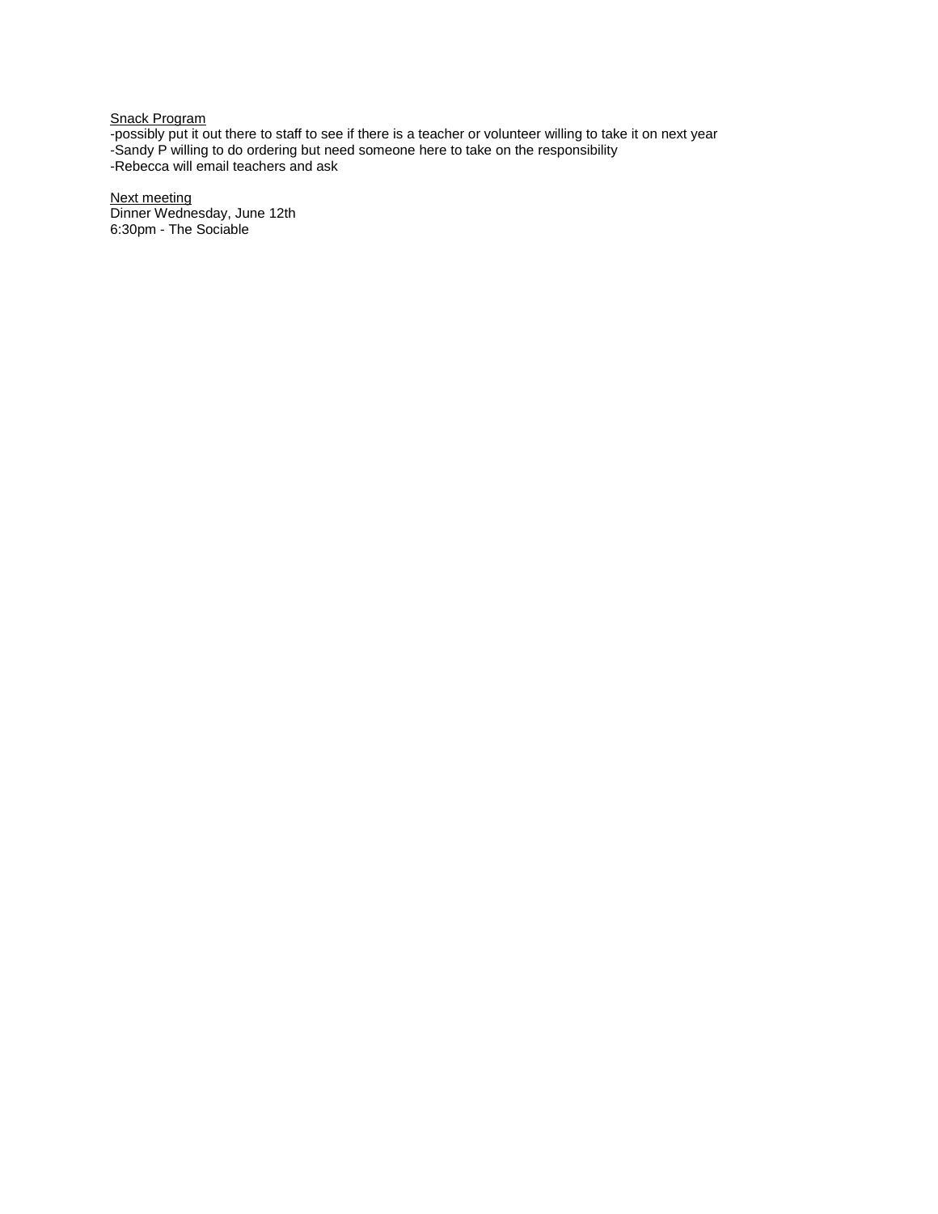<u>Snack Program</u>

-possibly put it out there to staff to see if there is a teacher or volunteer willing to take it on next year
-Sandy P willing to do ordering but need someone here to take on the responsibility
-Rebecca will email teachers and ask

<u>Next meeting</u>

Dinner Wednesday, June 12th
6:30pm - The Sociable